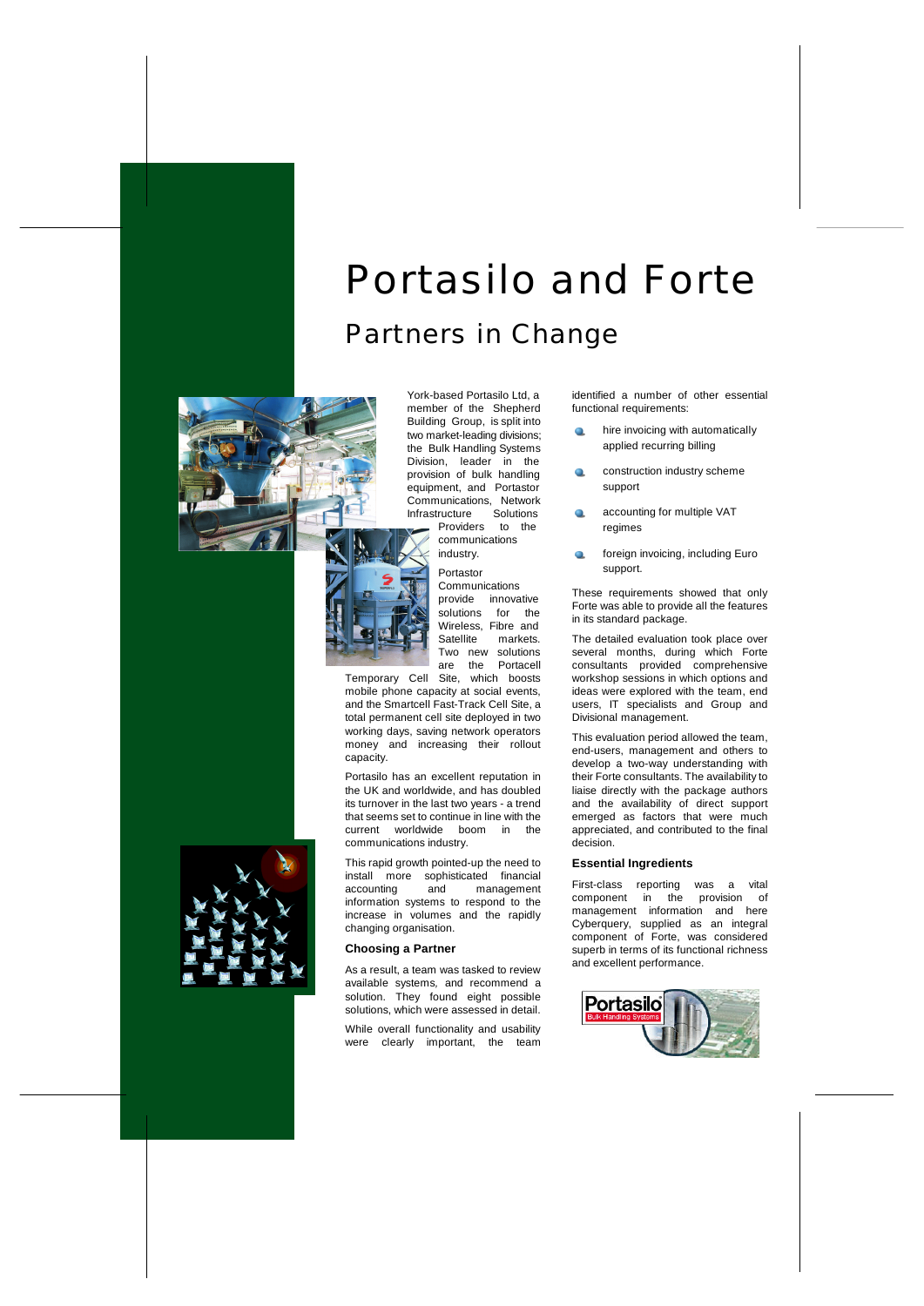# Portasilo and Forte

## Partners in Change

York-based Portasilo Ltd, a member of the Shepherd Building Group, is split into two market-leading divisions; the Bulk Handling Systems Division, leader in the provision of bulk handling equipment, and Portastor Communications, Network Infrastructure Solutions Providers to the communications industry.

Portastor Communications provide innovative solutions for the Wireless, Fibre and Satellite markets. Two new solutions are the Portacell Temporary Cell Site, which boosts mobile phone capacity at social events, and the Smartcell Fast-Track Cell Site, a total permanent cell site deployed in two working days, saving network operators money and increasing their rollout capacity.

Portasilo has an excellent reputation in the UK and worldwide, and has doubled its turnover in the last two years - a trend that seems set to continue in line with the current worldwide boom in the communications industry.

This rapid growth pointed-up the need to install more sophisticated financial accounting and management information systems to respond to the increase in volumes and the rapidly changing organisation.

### Choosing a Partner

As a result, a team was tasked to review available systems, and recommend a solution. They found eight possible solutions, which were assessed in detail.

While overall functionality and usability were clearly important, the team identified a number of other essential functional requirements:

- hire invoicing with automatically applied recurring billing
- construction industry scheme support
- accounting for multiple VAT regimes
- foreign invoicing, including Euro support.

These requirements showed that only Forte was able to provide all the features in its standard package.

The detailed evaluation took place over several months, during which Forte consultants provided comprehensive workshop sessions in which options and ideas were explored with the team, end users, IT specialists and Group and Divisional management.

This evaluation period allowed the team, end-users, management and others to develop a two-way understanding with their Forte consultants. The availability to liaise directly with the package authors and the availability of direct support emerged as factors that were much appreciated, and contributed to the final decision.

### Essential Ingredients

First-class reporting was a vital component in the provision of management information and here Cyberquery, supplied as an integral component of Forte, was considered superb in terms of its functional richness and excellent performance.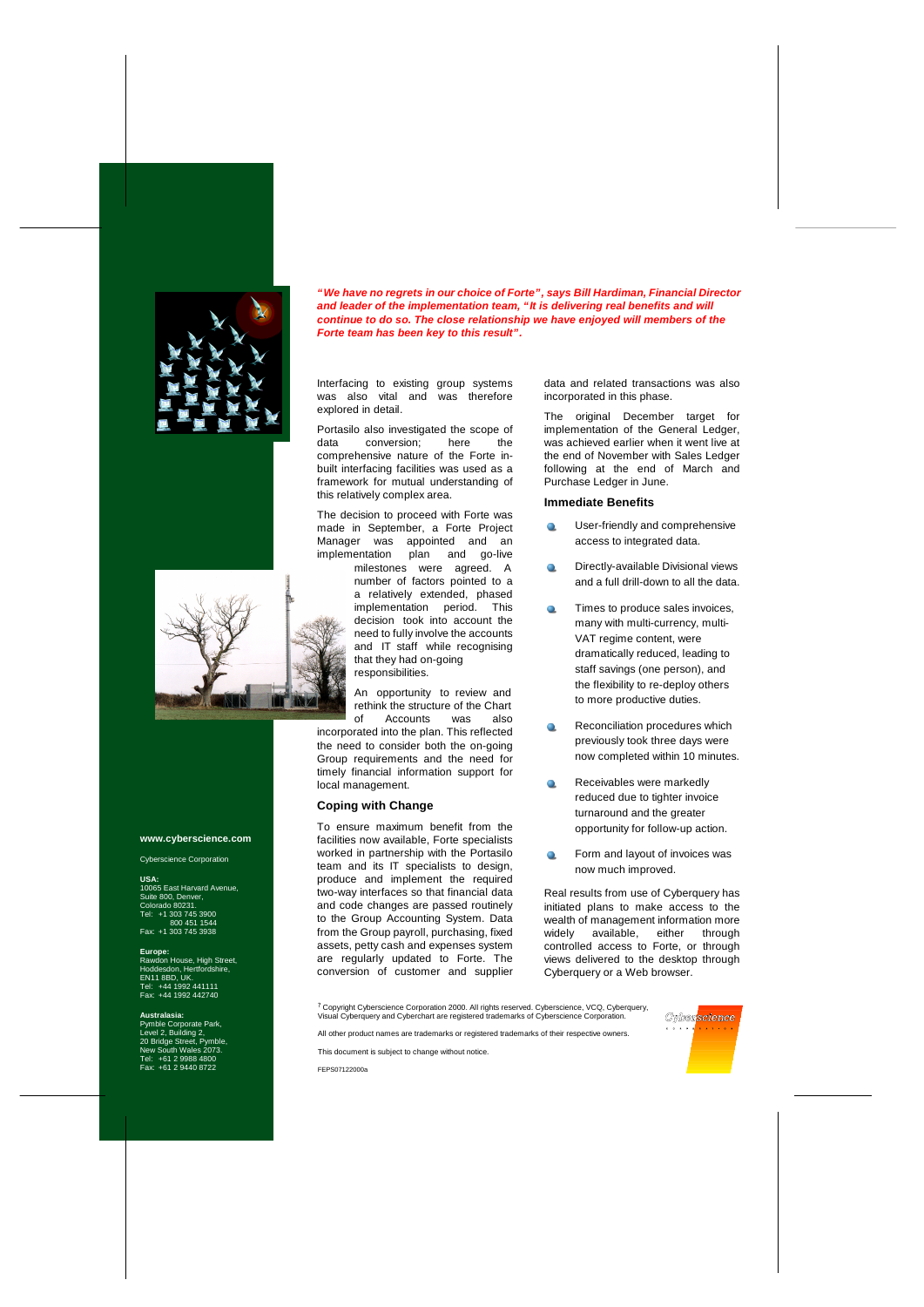***"We have no regrets in our choice of Forte", says Bill Hardiman, Financial Director and leader of the implementation team, "It is delivering real benefits and will continue to do so. The close relationship we have enjoyed will members of the Forte team has been key to this result".***

Interfacing to existing group systems was also vital and was therefore explored in detail.

Portasilo also investigated the scope of data conversion; here the comprehensive nature of the Forte in-built interfacing facilities was used as a framework for mutual understanding of this relatively complex area.

The decision to proceed with Forte was made in September, a Forte Project Manager was appointed and an implementation plan and go-live milestones were agreed. A number of factors pointed to a a relatively extended, phased implementation period. This decision took into account the need to fully involve the accounts and IT staff while recognising that they had on-going responsibilities.

An opportunity to review and rethink the structure of the Chart of Accounts was also incorporated into the plan. This reflected the need to consider both the on-going Group requirements and the need for timely financial information support for local management.

### Coping with Change

To ensure maximum benefit from the facilities now available, Forte specialists worked in partnership with the Portasilo team and its IT specialists to design, produce and implement the required two-way interfaces so that financial data and code changes are passed routinely to the Group Accounting System. Data from the Group payroll, purchasing, fixed assets, petty cash and expenses system are regularly updated to Forte. The conversion of customer and supplier data and related transactions was also incorporated in this phase.

The original December target for implementation of the General Ledger, was achieved earlier when it went live at the end of November with Sales Ledger following at the end of March and Purchase Ledger in June.

### Immediate Benefits

- User-friendly and comprehensive access to integrated data.
- Directly-available Divisional views and a full drill-down to all the data.
- Times to produce sales invoices, many with multi-currency, multi-VAT regime content, were dramatically reduced, leading to staff savings (one person), and the flexibility to re-deploy others to more productive duties.
- Reconciliation procedures which previously took three days were now completed within 10 minutes.
- Receivables were markedly reduced due to tighter invoice turnaround and the greater opportunity for follow-up action.
- Form and layout of invoices was now much improved.

Real results from use of Cyberquery has initiated plans to make access to the wealth of management information more widely available, either through controlled access to Forte, or through views delivered to the desktop through Cyberquery or a Web browser.

**www.cyberscience.com**

Cyberscience Corporation

**USA:**
10065 East Harvard Avenue,
Suite 800, Denver,
Colorado 80231.
Tel: +1 303 745 3900
800 451 1544
Fax: +1 303 745 3938

**Europe:**
Rawdon House, High Street,
Hoddesdon, Hertfordshire,
EN11 8BD, UK.
Tel: +44 1992 441111
Fax: +44 1992 442740

**Australasia:**
Pymble Corporate Park,
Level 2, Building 2,
20 Bridge Street, Pymble,
New South Wales 2073.
Tel: +61 2 9988 4800
Fax: +61 2 9440 8722

© Copyright Cyberscience Corporation 2000. All rights reserved. Cyberscience, VCQ, Cyberquery, Visual Cyberquery and Cyberchart are registered trademarks of Cyberscience Corporation.

All other product names are trademarks or registered trademarks of their respective owners.

This document is subject to change without notice.

FEPS07122000a

Cyberscience CORPORATION